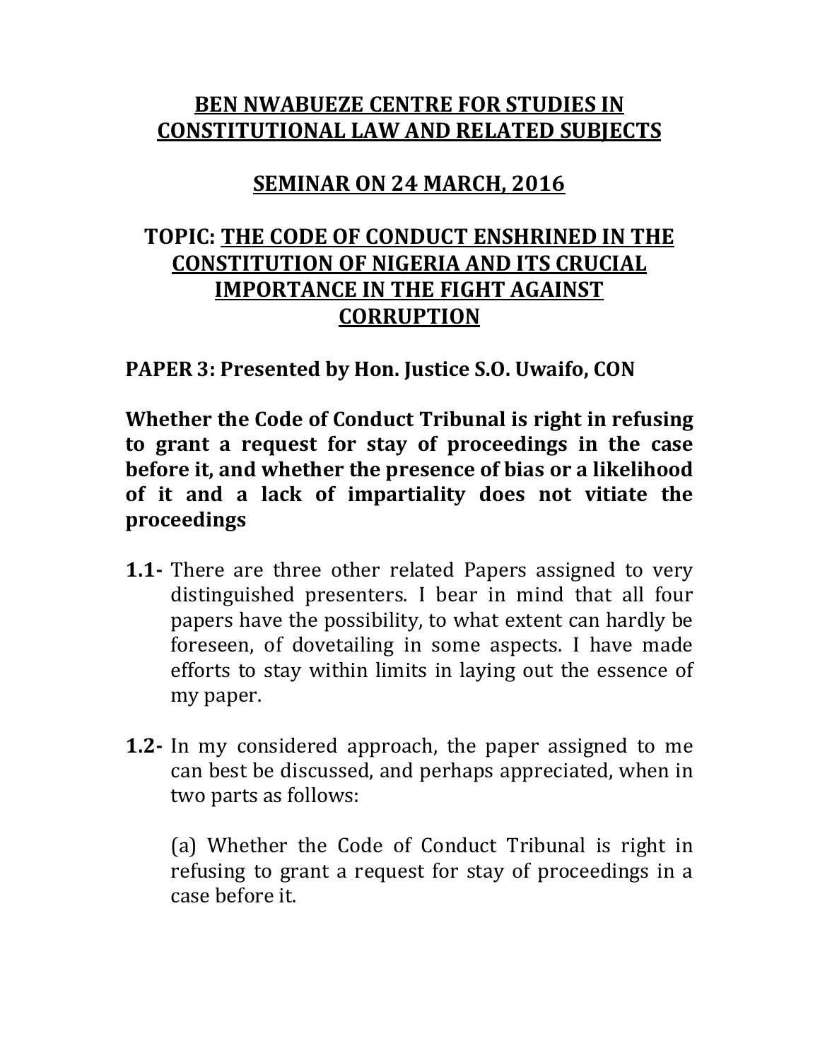# BEN NWABUEZE CENTRE FOR STUDIES IN CONSTITUTIONAL LAW AND RELATED SUBJECTS

## SEMINAR ON 24 MARCH, 2016

## TOPIC: THE CODE OF CONDUCT ENSHRINED IN THE CONSTITUTION OF NIGERIA AND ITS CRUCIAL IMPORTANCE IN THE FIGHT AGAINST CORRUPTION

**PAPER 3: Presented by Hon. Justice S.O. Uwaifo, CON**

**Whether the Code of Conduct Tribunal is right in refusing to grant a request for stay of proceedings in the case before it, and whether the presence of bias or a likelihood of it and a lack of impartiality does not vitiate the proceedings**

**1.1-** There are three other related Papers assigned to very distinguished presenters. I bear in mind that all four papers have the possibility, to what extent can hardly be foreseen, of dovetailing in some aspects. I have made efforts to stay within limits in laying out the essence of my paper.

**1.2-** In my considered approach, the paper assigned to me can best be discussed, and perhaps appreciated, when in two parts as follows:

(a) Whether the Code of Conduct Tribunal is right in refusing to grant a request for stay of proceedings in a case before it.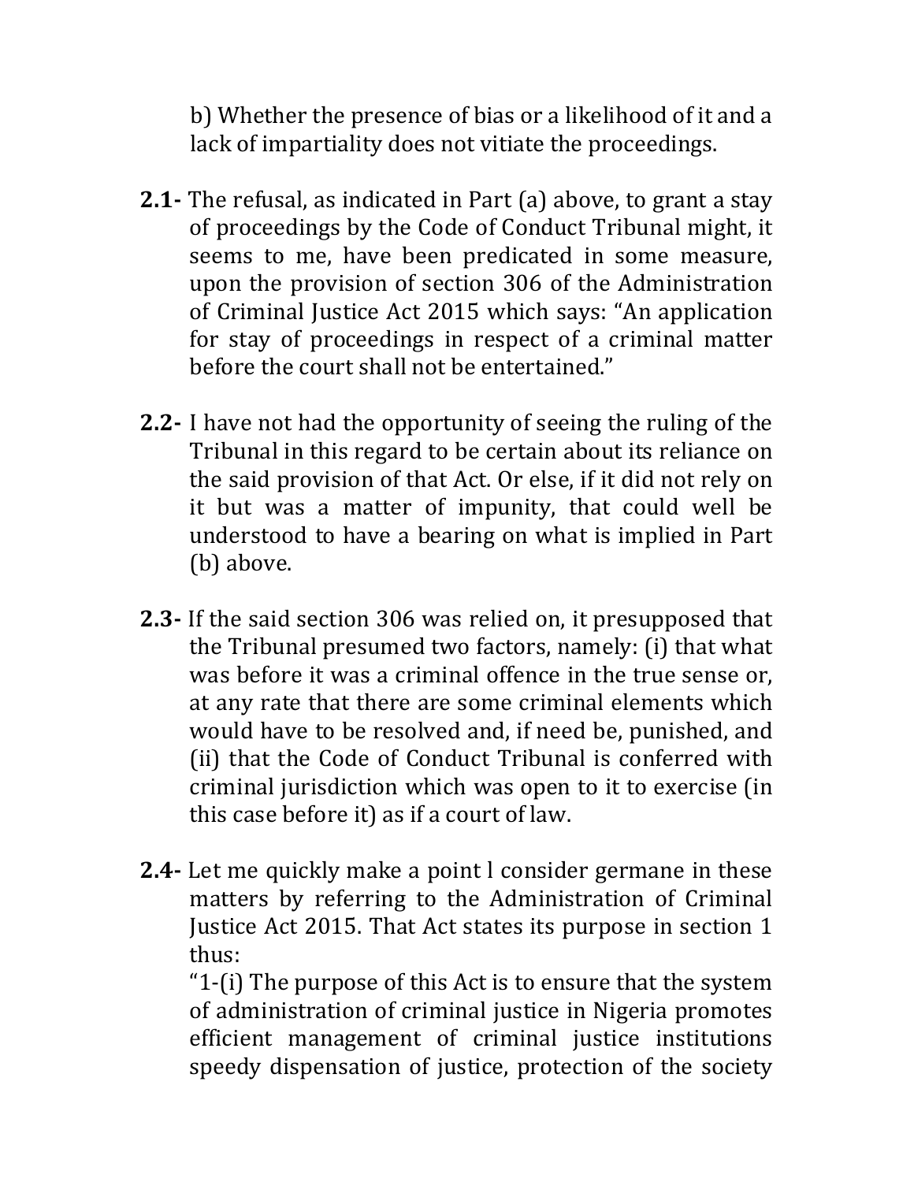b) Whether the presence of bias or a likelihood of it and a lack of impartiality does not vitiate the proceedings.

**2.1-** The refusal, as indicated in Part (a) above, to grant a stay of proceedings by the Code of Conduct Tribunal might, it seems to me, have been predicated in some measure, upon the provision of section 306 of the Administration of Criminal Justice Act 2015 which says: "An application for stay of proceedings in respect of a criminal matter before the court shall not be entertained."

**2.2-** I have not had the opportunity of seeing the ruling of the Tribunal in this regard to be certain about its reliance on the said provision of that Act. Or else, if it did not rely on it but was a matter of impunity, that could well be understood to have a bearing on what is implied in Part (b) above.

**2.3-** If the said section 306 was relied on, it presupposed that the Tribunal presumed two factors, namely: (i) that what was before it was a criminal offence in the true sense or, at any rate that there are some criminal elements which would have to be resolved and, if need be, punished, and (ii) that the Code of Conduct Tribunal is conferred with criminal jurisdiction which was open to it to exercise (in this case before it) as if a court of law.

**2.4-** Let me quickly make a point l consider germane in these matters by referring to the Administration of Criminal Justice Act 2015. That Act states its purpose in section 1 thus:

"1-(i) The purpose of this Act is to ensure that the system of administration of criminal justice in Nigeria promotes efficient management of criminal justice institutions speedy dispensation of justice, protection of the society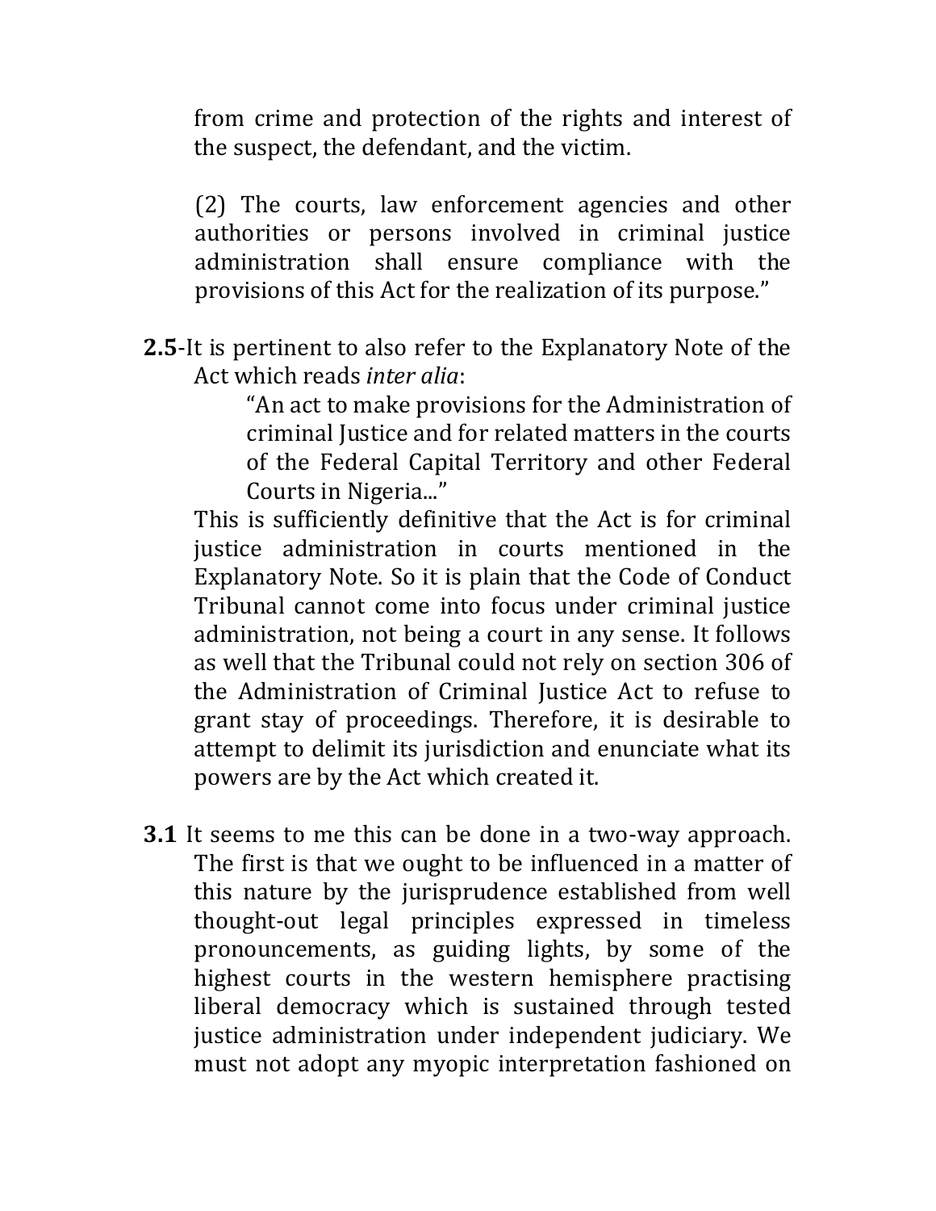from crime and protection of the rights and interest of the suspect, the defendant, and the victim.

(2) The courts, law enforcement agencies and other authorities or persons involved in criminal justice administration shall ensure compliance with the provisions of this Act for the realization of its purpose."

**2.5**-It is pertinent to also refer to the Explanatory Note of the Act which reads *inter alia*:

> "An act to make provisions for the Administration of criminal Justice and for related matters in the courts of the Federal Capital Territory and other Federal Courts in Nigeria..."

This is sufficiently definitive that the Act is for criminal justice administration in courts mentioned in the Explanatory Note. So it is plain that the Code of Conduct Tribunal cannot come into focus under criminal justice administration, not being a court in any sense. It follows as well that the Tribunal could not rely on section 306 of the Administration of Criminal Justice Act to refuse to grant stay of proceedings. Therefore, it is desirable to attempt to delimit its jurisdiction and enunciate what its powers are by the Act which created it.

**3.1** It seems to me this can be done in a two-way approach. The first is that we ought to be influenced in a matter of this nature by the jurisprudence established from well thought-out legal principles expressed in timeless pronouncements, as guiding lights, by some of the highest courts in the western hemisphere practising liberal democracy which is sustained through tested justice administration under independent judiciary. We must not adopt any myopic interpretation fashioned on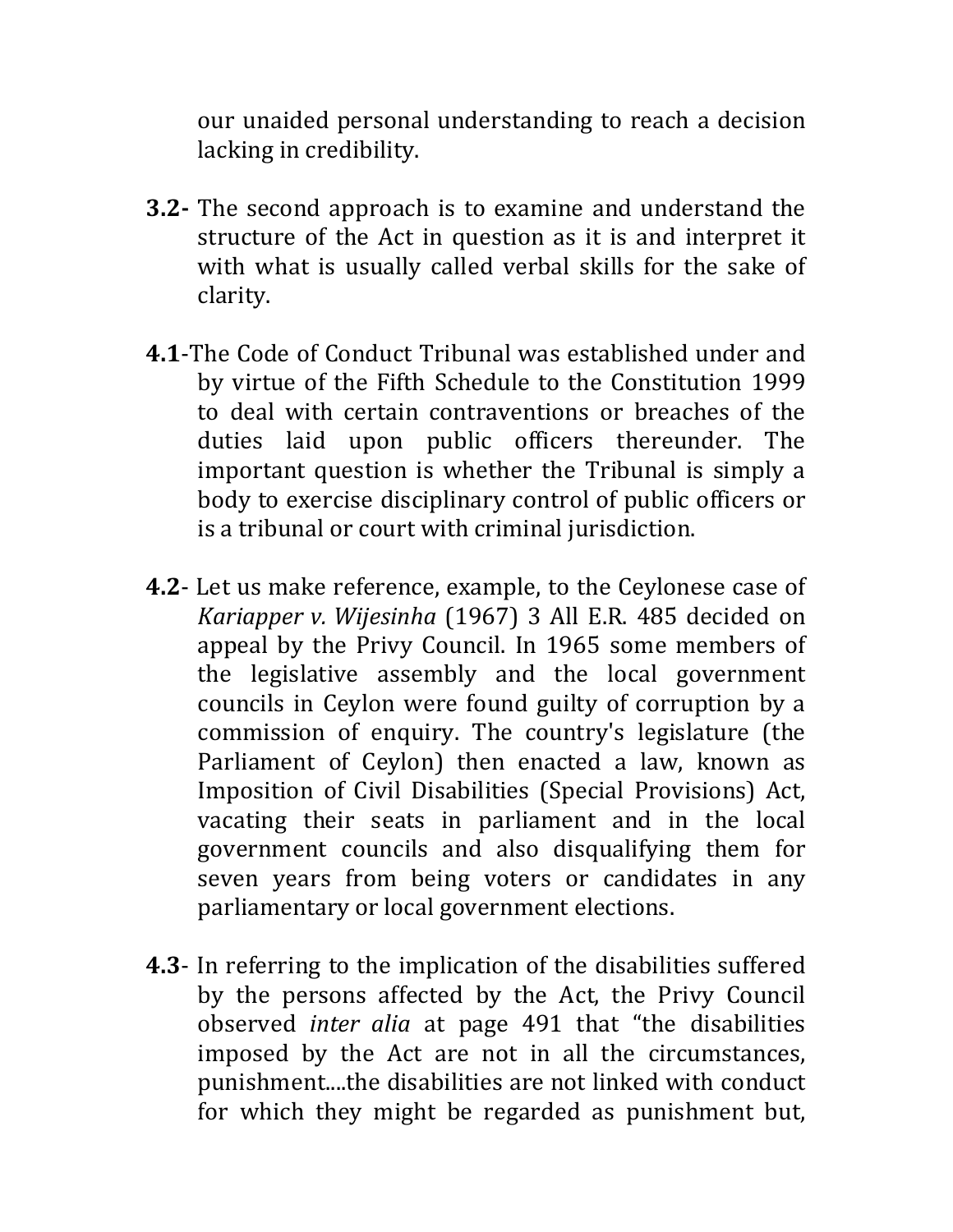our unaided personal understanding to reach a decision lacking in credibility.

**3.2-** The second approach is to examine and understand the structure of the Act in question as it is and interpret it with what is usually called verbal skills for the sake of clarity.

**4.1**-The Code of Conduct Tribunal was established under and by virtue of the Fifth Schedule to the Constitution 1999 to deal with certain contraventions or breaches of the duties laid upon public officers thereunder. The important question is whether the Tribunal is simply a body to exercise disciplinary control of public officers or is a tribunal or court with criminal jurisdiction.

**4.2**- Let us make reference, example, to the Ceylonese case of *Kariapper v. Wijesinha* (1967) 3 All E.R. 485 decided on appeal by the Privy Council. In 1965 some members of the legislative assembly and the local government councils in Ceylon were found guilty of corruption by a commission of enquiry. The country's legislature (the Parliament of Ceylon) then enacted a law, known as Imposition of Civil Disabilities (Special Provisions) Act, vacating their seats in parliament and in the local government councils and also disqualifying them for seven years from being voters or candidates in any parliamentary or local government elections.

**4.3**- In referring to the implication of the disabilities suffered by the persons affected by the Act, the Privy Council observed *inter alia* at page 491 that "the disabilities imposed by the Act are not in all the circumstances, punishment....the disabilities are not linked with conduct for which they might be regarded as punishment but,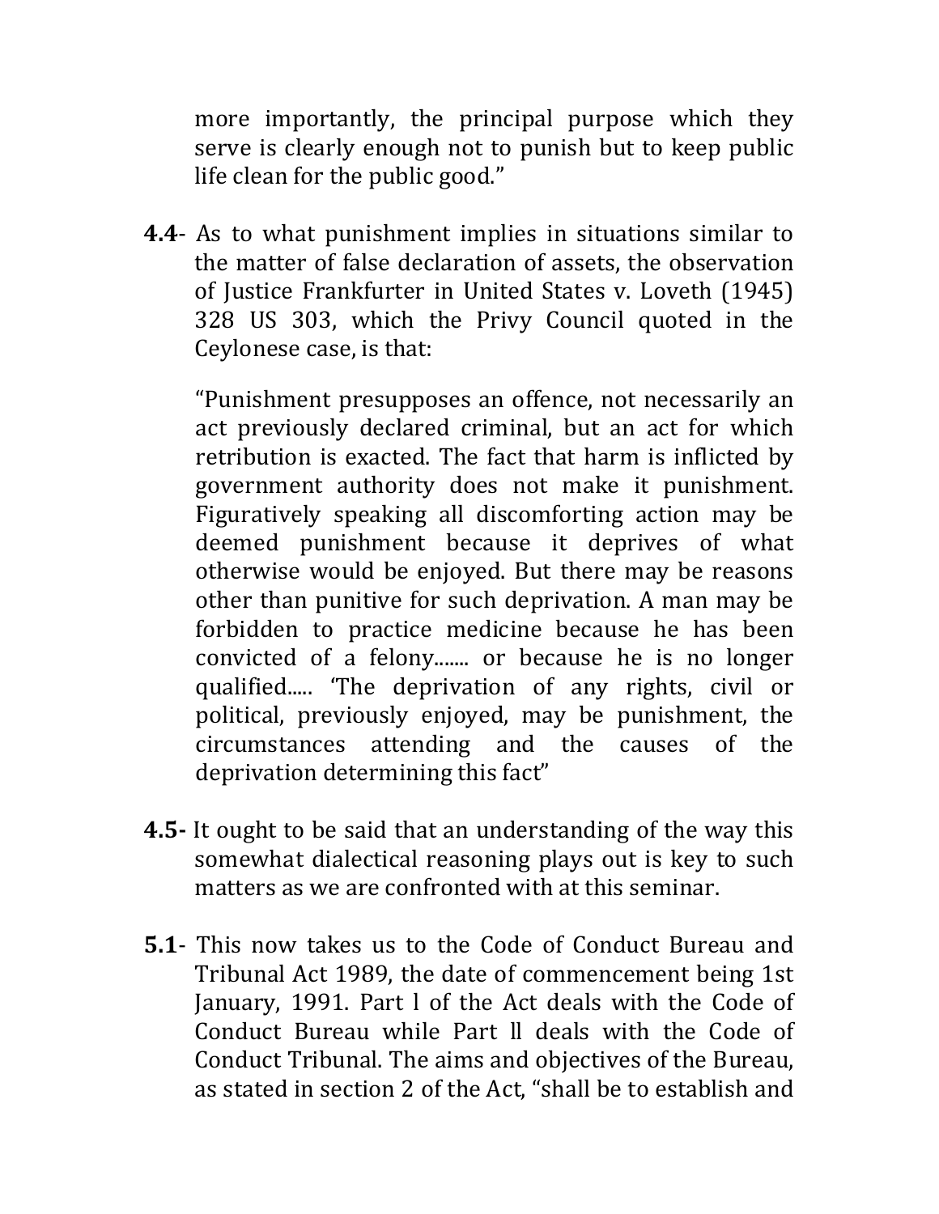more importantly, the principal purpose which they serve is clearly enough not to punish but to keep public life clean for the public good."

**4.4**- As to what punishment implies in situations similar to the matter of false declaration of assets, the observation of Justice Frankfurter in United States v. Loveth (1945) 328 US 303, which the Privy Council quoted in the Ceylonese case, is that:

"Punishment presupposes an offence, not necessarily an act previously declared criminal, but an act for which retribution is exacted. The fact that harm is inflicted by government authority does not make it punishment. Figuratively speaking all discomforting action may be deemed punishment because it deprives of what otherwise would be enjoyed. But there may be reasons other than punitive for such deprivation. A man may be forbidden to practice medicine because he has been convicted of a felony....... or because he is no longer qualified..... 'The deprivation of any rights, civil or political, previously enjoyed, may be punishment, the circumstances attending and the causes of the deprivation determining this fact"

**4.5-** It ought to be said that an understanding of the way this somewhat dialectical reasoning plays out is key to such matters as we are confronted with at this seminar.

**5.1**- This now takes us to the Code of Conduct Bureau and Tribunal Act 1989, the date of commencement being 1st January, 1991. Part l of the Act deals with the Code of Conduct Bureau while Part ll deals with the Code of Conduct Tribunal. The aims and objectives of the Bureau, as stated in section 2 of the Act, "shall be to establish and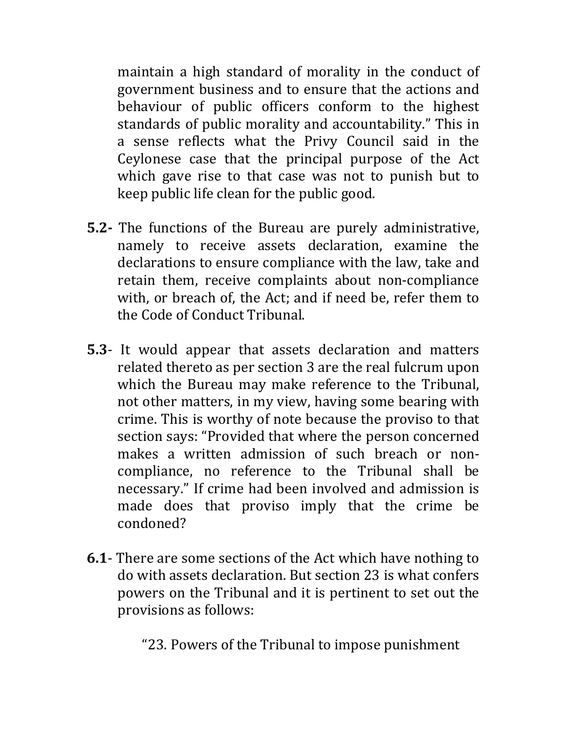maintain a high standard of morality in the conduct of government business and to ensure that the actions and behaviour of public officers conform to the highest standards of public morality and accountability." This in a sense reflects what the Privy Council said in the Ceylonese case that the principal purpose of the Act which gave rise to that case was not to punish but to keep public life clean for the public good.

**5.2-** The functions of the Bureau are purely administrative, namely to receive assets declaration, examine the declarations to ensure compliance with the law, take and retain them, receive complaints about non-compliance with, or breach of, the Act; and if need be, refer them to the Code of Conduct Tribunal.

**5.3**- It would appear that assets declaration and matters related thereto as per section 3 are the real fulcrum upon which the Bureau may make reference to the Tribunal, not other matters, in my view, having some bearing with crime. This is worthy of note because the proviso to that section says: "Provided that where the person concerned makes a written admission of such breach or non-compliance, no reference to the Tribunal shall be necessary." If crime had been involved and admission is made does that proviso imply that the crime be condoned?

**6.1**- There are some sections of the Act which have nothing to do with assets declaration. But section 23 is what confers powers on the Tribunal and it is pertinent to set out the provisions as follows:

"23. Powers of the Tribunal to impose punishment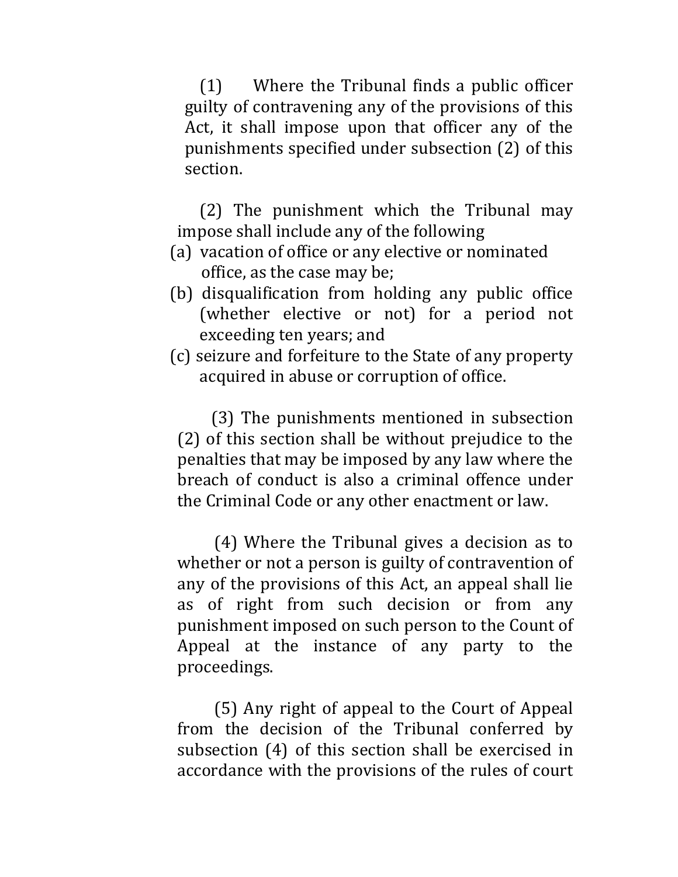(1) Where the Tribunal finds a public officer guilty of contravening any of the provisions of this Act, it shall impose upon that officer any of the punishments specified under subsection (2) of this section.

(2) The punishment which the Tribunal may impose shall include any of the following

(a) vacation of office or any elective or nominated office, as the case may be;

(b) disqualification from holding any public office (whether elective or not) for a period not exceeding ten years; and

(c) seizure and forfeiture to the State of any property acquired in abuse or corruption of office.

(3) The punishments mentioned in subsection (2) of this section shall be without prejudice to the penalties that may be imposed by any law where the breach of conduct is also a criminal offence under the Criminal Code or any other enactment or law.

(4) Where the Tribunal gives a decision as to whether or not a person is guilty of contravention of any of the provisions of this Act, an appeal shall lie as of right from such decision or from any punishment imposed on such person to the Count of Appeal at the instance of any party to the proceedings.

(5) Any right of appeal to the Court of Appeal from the decision of the Tribunal conferred by subsection (4) of this section shall be exercised in accordance with the provisions of the rules of court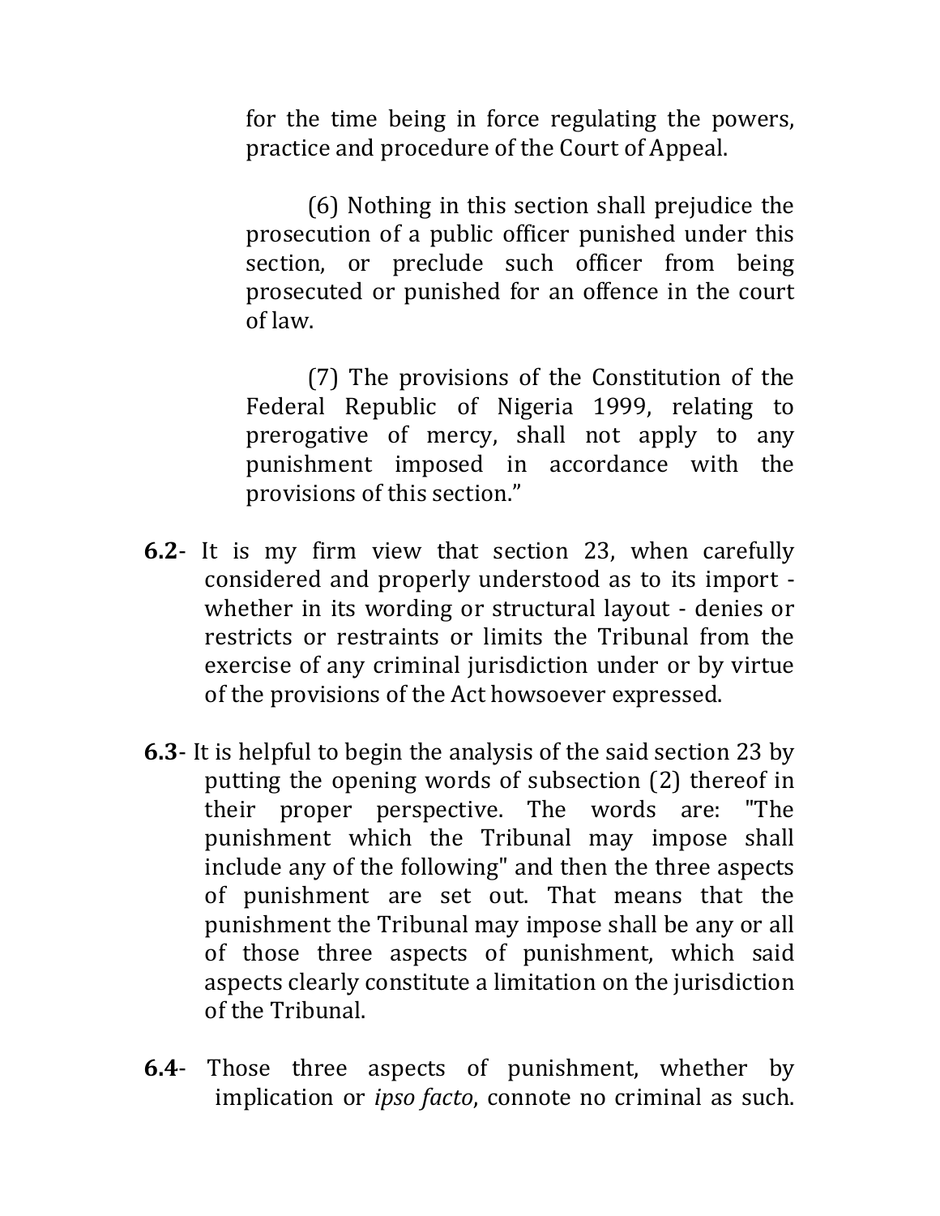for the time being in force regulating the powers, practice and procedure of the Court of Appeal.

(6) Nothing in this section shall prejudice the prosecution of a public officer punished under this section, or preclude such officer from being prosecuted or punished for an offence in the court of law.

(7) The provisions of the Constitution of the Federal Republic of Nigeria 1999, relating to prerogative of mercy, shall not apply to any punishment imposed in accordance with the provisions of this section."

**6.2**- It is my firm view that section 23, when carefully considered and properly understood as to its import - whether in its wording or structural layout - denies or restricts or restraints or limits the Tribunal from the exercise of any criminal jurisdiction under or by virtue of the provisions of the Act howsoever expressed.

**6.3**- It is helpful to begin the analysis of the said section 23 by putting the opening words of subsection (2) thereof in their proper perspective. The words are: "The punishment which the Tribunal may impose shall include any of the following" and then the three aspects of punishment are set out. That means that the punishment the Tribunal may impose shall be any or all of those three aspects of punishment, which said aspects clearly constitute a limitation on the jurisdiction of the Tribunal.

**6.4**- Those three aspects of punishment, whether by implication or *ipso facto*, connote no criminal as such.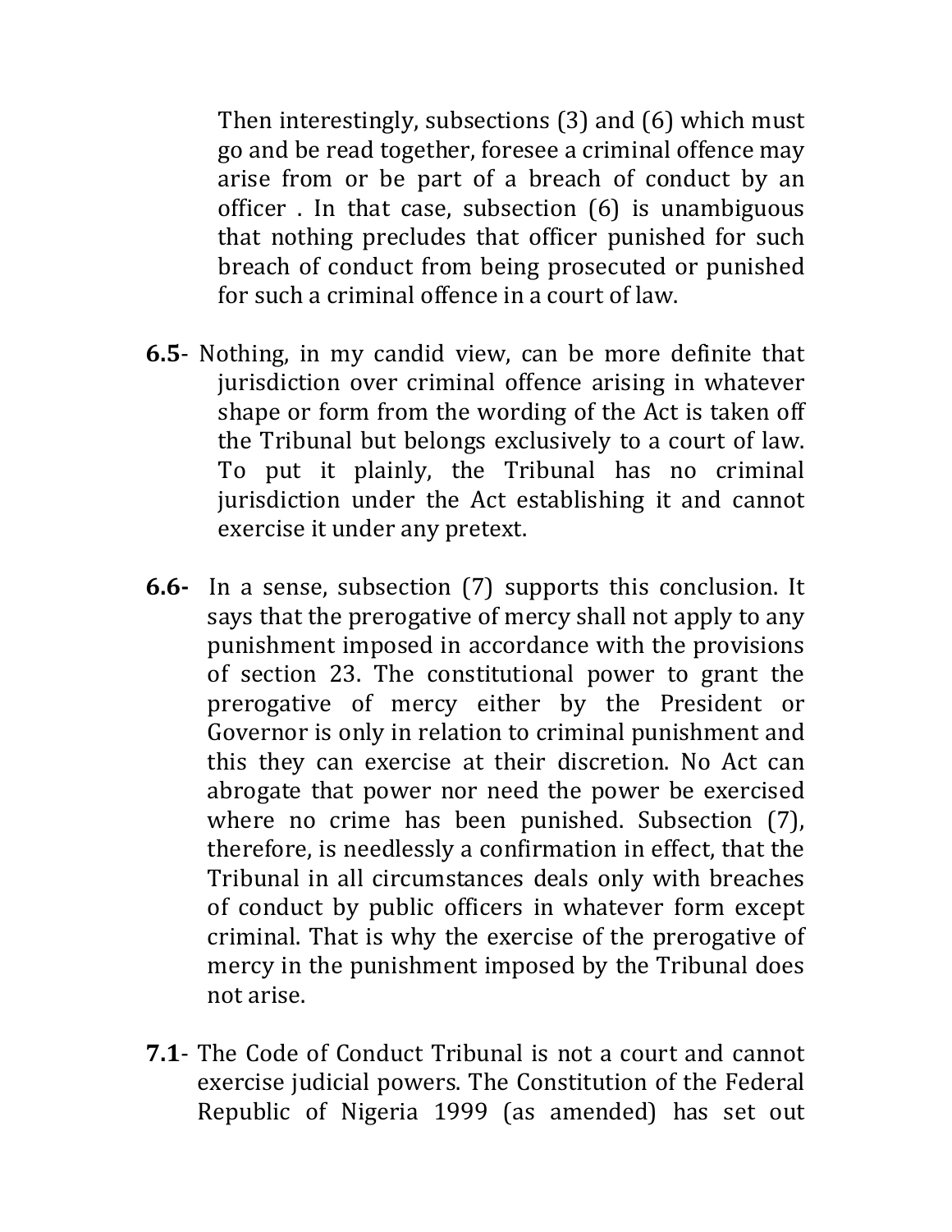Then interestingly, subsections (3) and (6) which must go and be read together, foresee a criminal offence may arise from or be part of a breach of conduct by an officer . In that case, subsection (6) is unambiguous that nothing precludes that officer punished for such breach of conduct from being prosecuted or punished for such a criminal offence in a court of law.

**6.5**- Nothing, in my candid view, can be more definite that jurisdiction over criminal offence arising in whatever shape or form from the wording of the Act is taken off the Tribunal but belongs exclusively to a court of law. To put it plainly, the Tribunal has no criminal jurisdiction under the Act establishing it and cannot exercise it under any pretext.

**6.6-** In a sense, subsection (7) supports this conclusion. It says that the prerogative of mercy shall not apply to any punishment imposed in accordance with the provisions of section 23. The constitutional power to grant the prerogative of mercy either by the President or Governor is only in relation to criminal punishment and this they can exercise at their discretion. No Act can abrogate that power nor need the power be exercised where no crime has been punished. Subsection (7), therefore, is needlessly a confirmation in effect, that the Tribunal in all circumstances deals only with breaches of conduct by public officers in whatever form except criminal. That is why the exercise of the prerogative of mercy in the punishment imposed by the Tribunal does not arise.

**7.1**- The Code of Conduct Tribunal is not a court and cannot exercise judicial powers. The Constitution of the Federal Republic of Nigeria 1999 (as amended) has set out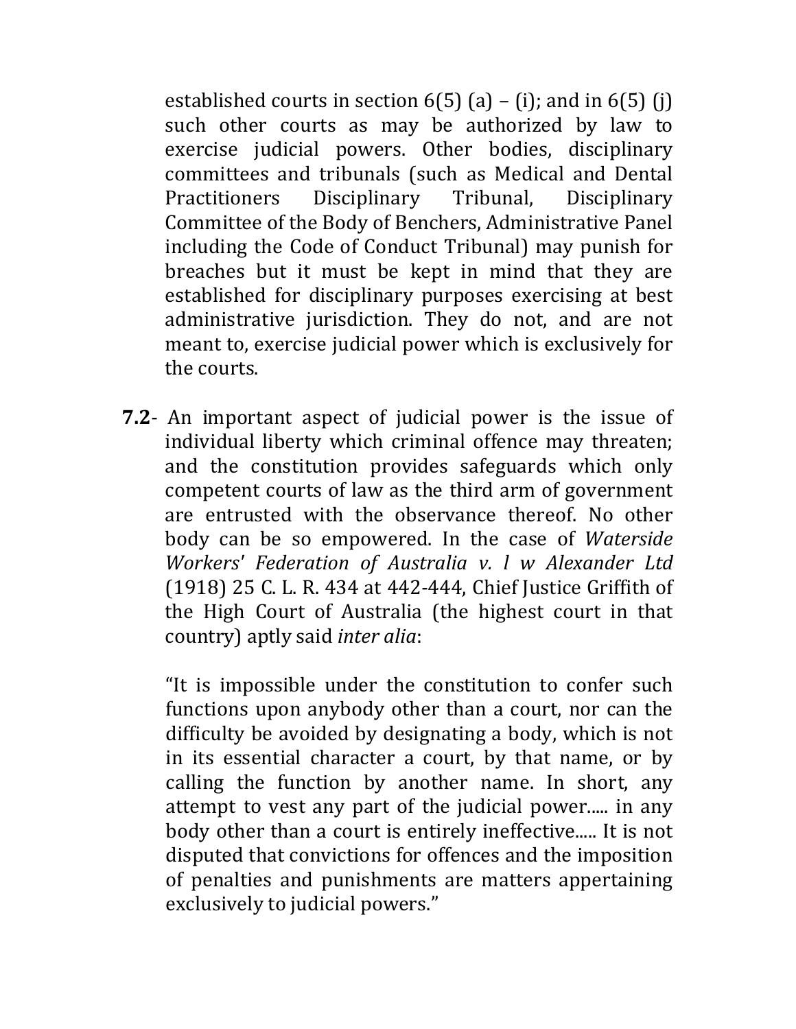established courts in section 6(5) (a) – (i); and in 6(5) (j) such other courts as may be authorized by law to exercise judicial powers. Other bodies, disciplinary committees and tribunals (such as Medical and Dental Practitioners Disciplinary Tribunal, Disciplinary Committee of the Body of Benchers, Administrative Panel including the Code of Conduct Tribunal) may punish for breaches but it must be kept in mind that they are established for disciplinary purposes exercising at best administrative jurisdiction. They do not, and are not meant to, exercise judicial power which is exclusively for the courts.

**7.2**- An important aspect of judicial power is the issue of individual liberty which criminal offence may threaten; and the constitution provides safeguards which only competent courts of law as the third arm of government are entrusted with the observance thereof. No other body can be so empowered. In the case of *Waterside Workers' Federation of Australia v. l w Alexander Ltd* (1918) 25 C. L. R. 434 at 442-444, Chief Justice Griffith of the High Court of Australia (the highest court in that country) aptly said *inter alia*:

> "It is impossible under the constitution to confer such functions upon anybody other than a court, nor can the difficulty be avoided by designating a body, which is not in its essential character a court, by that name, or by calling the function by another name. In short, any attempt to vest any part of the judicial power..... in any body other than a court is entirely ineffective..... It is not disputed that convictions for offences and the imposition of penalties and punishments are matters appertaining exclusively to judicial powers."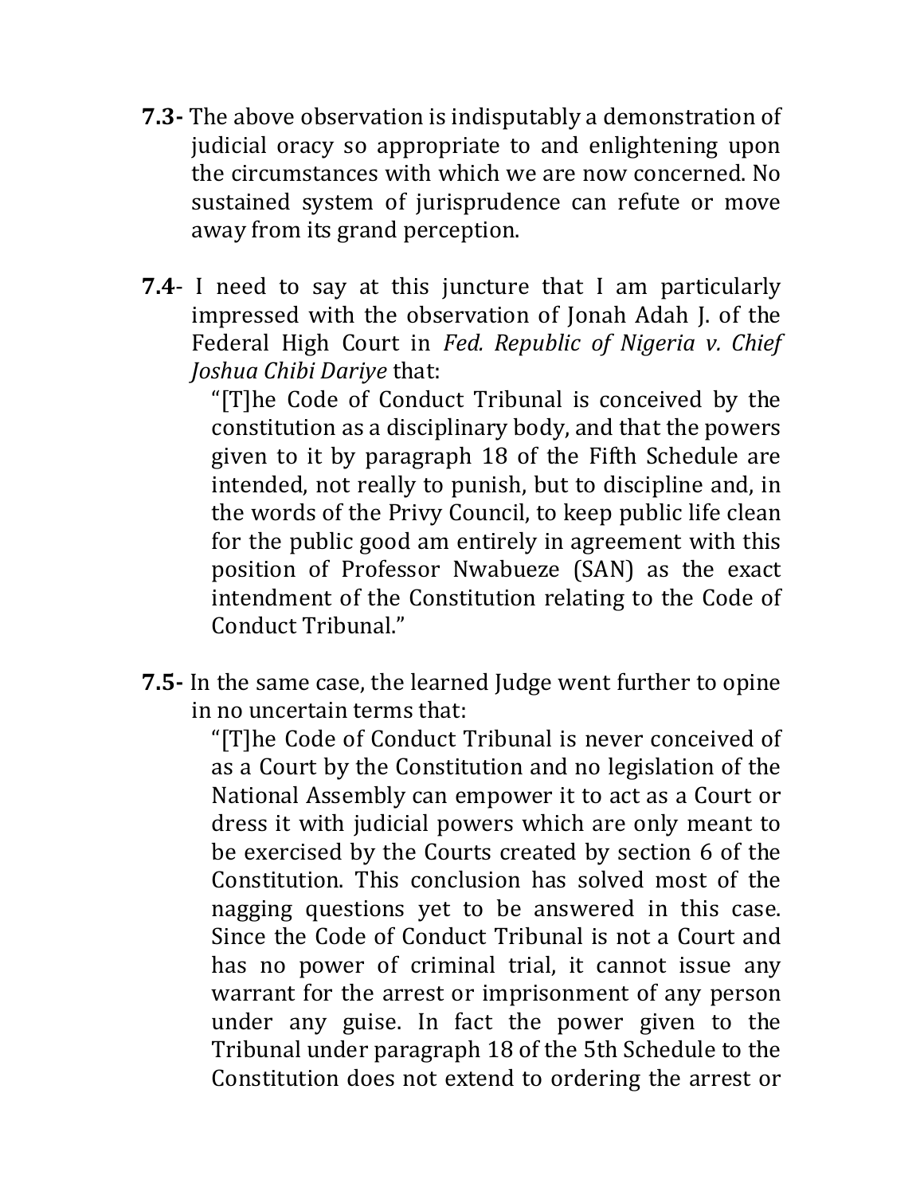**7.3-** The above observation is indisputably a demonstration of judicial oracy so appropriate to and enlightening upon the circumstances with which we are now concerned. No sustained system of jurisprudence can refute or move away from its grand perception.

**7.4**- I need to say at this juncture that I am particularly impressed with the observation of Jonah Adah J. of the Federal High Court in *Fed. Republic of Nigeria v. Chief Joshua Chibi Dariye* that:

> "[T]he Code of Conduct Tribunal is conceived by the constitution as a disciplinary body, and that the powers given to it by paragraph 18 of the Fifth Schedule are intended, not really to punish, but to discipline and, in the words of the Privy Council, to keep public life clean for the public good am entirely in agreement with this position of Professor Nwabueze (SAN) as the exact intendment of the Constitution relating to the Code of Conduct Tribunal."

**7.5-** In the same case, the learned Judge went further to opine in no uncertain terms that:

> "[T]he Code of Conduct Tribunal is never conceived of as a Court by the Constitution and no legislation of the National Assembly can empower it to act as a Court or dress it with judicial powers which are only meant to be exercised by the Courts created by section 6 of the Constitution. This conclusion has solved most of the nagging questions yet to be answered in this case. Since the Code of Conduct Tribunal is not a Court and has no power of criminal trial, it cannot issue any warrant for the arrest or imprisonment of any person under any guise. In fact the power given to the Tribunal under paragraph 18 of the 5th Schedule to the Constitution does not extend to ordering the arrest or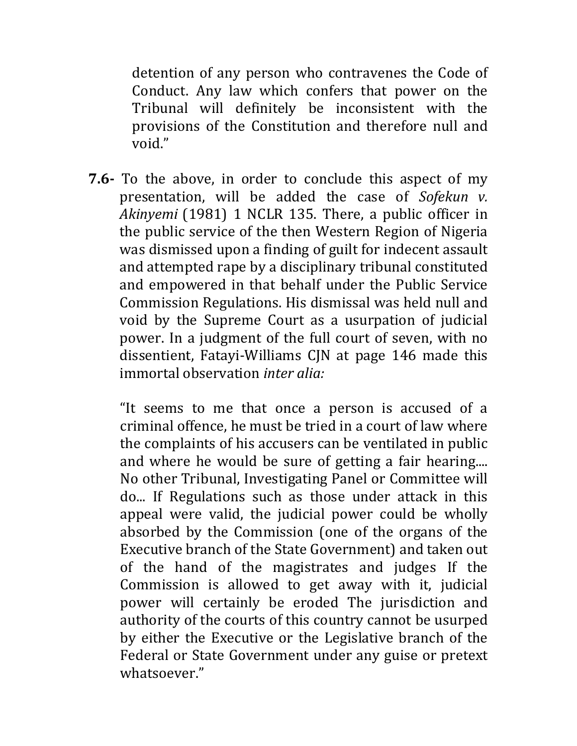> detention of any person who contravenes the Code of Conduct. Any law which confers that power on the Tribunal will definitely be inconsistent with the provisions of the Constitution and therefore null and void."

**7.6-** To the above, in order to conclude this aspect of my presentation, will be added the case of *Sofekun v. Akinyemi* (1981) 1 NCLR 135. There, a public officer in the public service of the then Western Region of Nigeria was dismissed upon a finding of guilt for indecent assault and attempted rape by a disciplinary tribunal constituted and empowered in that behalf under the Public Service Commission Regulations. His dismissal was held null and void by the Supreme Court as a usurpation of judicial power. In a judgment of the full court of seven, with no dissentient, Fatayi-Williams CJN at page 146 made this immortal observation *inter alia:*

> "It seems to me that once a person is accused of a criminal offence, he must be tried in a court of law where the complaints of his accusers can be ventilated in public and where he would be sure of getting a fair hearing.... No other Tribunal, Investigating Panel or Committee will do... If Regulations such as those under attack in this appeal were valid, the judicial power could be wholly absorbed by the Commission (one of the organs of the Executive branch of the State Government) and taken out of the hand of the magistrates and judges If the Commission is allowed to get away with it, judicial power will certainly be eroded The jurisdiction and authority of the courts of this country cannot be usurped by either the Executive or the Legislative branch of the Federal or State Government under any guise or pretext whatsoever."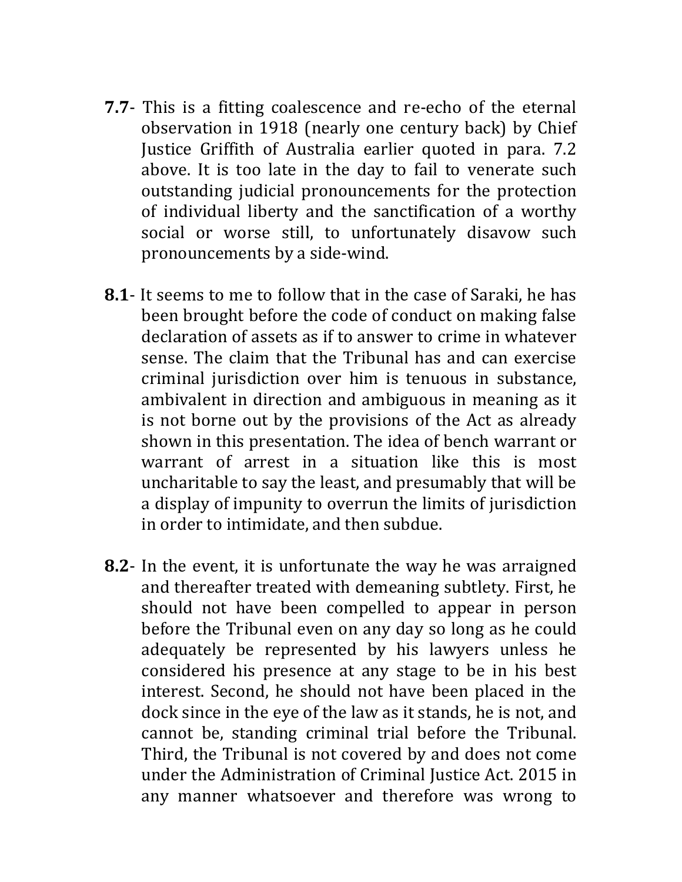**7.7**- This is a fitting coalescence and re-echo of the eternal observation in 1918 (nearly one century back) by Chief Justice Griffith of Australia earlier quoted in para. 7.2 above. It is too late in the day to fail to venerate such outstanding judicial pronouncements for the protection of individual liberty and the sanctification of a worthy social or worse still, to unfortunately disavow such pronouncements by a side-wind.

**8.1**- It seems to me to follow that in the case of Saraki, he has been brought before the code of conduct on making false declaration of assets as if to answer to crime in whatever sense. The claim that the Tribunal has and can exercise criminal jurisdiction over him is tenuous in substance, ambivalent in direction and ambiguous in meaning as it is not borne out by the provisions of the Act as already shown in this presentation. The idea of bench warrant or warrant of arrest in a situation like this is most uncharitable to say the least, and presumably that will be a display of impunity to overrun the limits of jurisdiction in order to intimidate, and then subdue.

**8.2**- In the event, it is unfortunate the way he was arraigned and thereafter treated with demeaning subtlety. First, he should not have been compelled to appear in person before the Tribunal even on any day so long as he could adequately be represented by his lawyers unless he considered his presence at any stage to be in his best interest. Second, he should not have been placed in the dock since in the eye of the law as it stands, he is not, and cannot be, standing criminal trial before the Tribunal. Third, the Tribunal is not covered by and does not come under the Administration of Criminal Justice Act. 2015 in any manner whatsoever and therefore was wrong to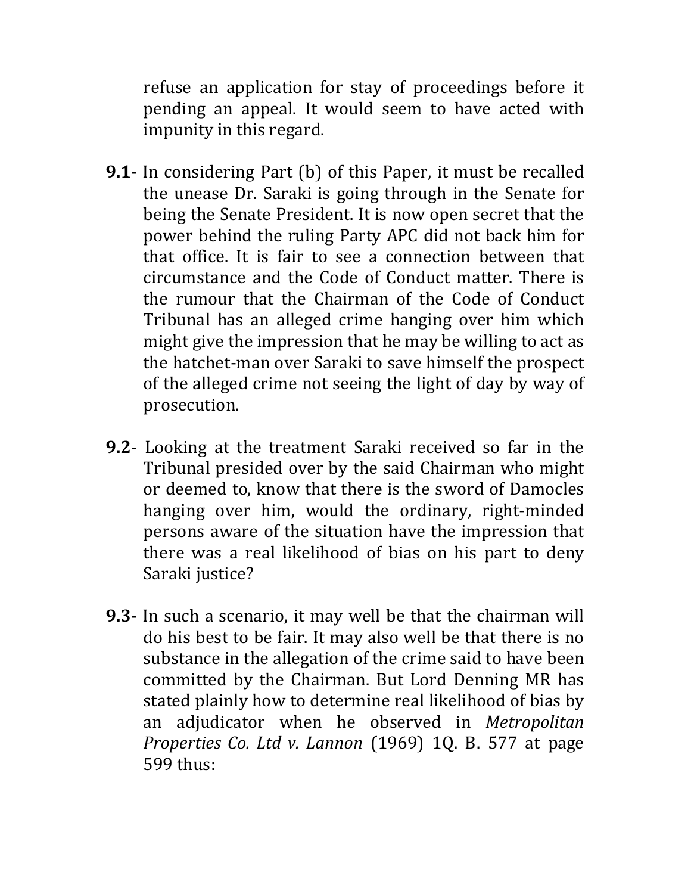refuse an application for stay of proceedings before it pending an appeal. It would seem to have acted with impunity in this regard.

**9.1-** In considering Part (b) of this Paper, it must be recalled the unease Dr. Saraki is going through in the Senate for being the Senate President. It is now open secret that the power behind the ruling Party APC did not back him for that office. It is fair to see a connection between that circumstance and the Code of Conduct matter. There is the rumour that the Chairman of the Code of Conduct Tribunal has an alleged crime hanging over him which might give the impression that he may be willing to act as the hatchet-man over Saraki to save himself the prospect of the alleged crime not seeing the light of day by way of prosecution.

**9.2**- Looking at the treatment Saraki received so far in the Tribunal presided over by the said Chairman who might or deemed to, know that there is the sword of Damocles hanging over him, would the ordinary, right-minded persons aware of the situation have the impression that there was a real likelihood of bias on his part to deny Saraki justice?

**9.3-** In such a scenario, it may well be that the chairman will do his best to be fair. It may also well be that there is no substance in the allegation of the crime said to have been committed by the Chairman. But Lord Denning MR has stated plainly how to determine real likelihood of bias by an adjudicator when he observed in *Metropolitan Properties Co. Ltd v. Lannon* (1969) 1Q. B. 577 at page 599 thus: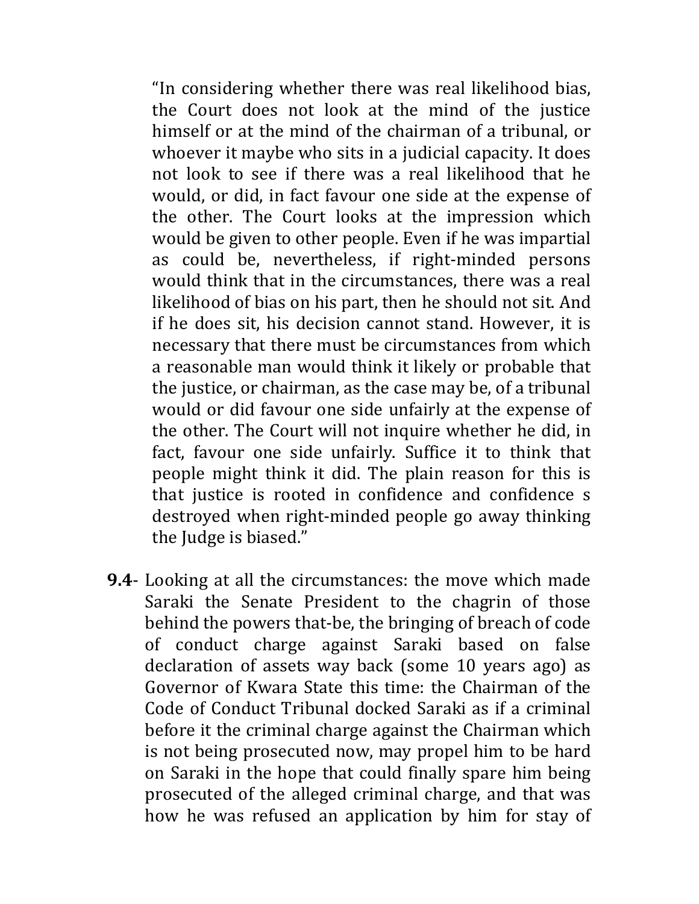> "In considering whether there was real likelihood bias, the Court does not look at the mind of the justice himself or at the mind of the chairman of a tribunal, or whoever it maybe who sits in a judicial capacity. It does not look to see if there was a real likelihood that he would, or did, in fact favour one side at the expense of the other. The Court looks at the impression which would be given to other people. Even if he was impartial as could be, nevertheless, if right-minded persons would think that in the circumstances, there was a real likelihood of bias on his part, then he should not sit. And if he does sit, his decision cannot stand. However, it is necessary that there must be circumstances from which a reasonable man would think it likely or probable that the justice, or chairman, as the case may be, of a tribunal would or did favour one side unfairly at the expense of the other. The Court will not inquire whether he did, in fact, favour one side unfairly. Suffice it to think that people might think it did. The plain reason for this is that justice is rooted in confidence and confidence s destroyed when right-minded people go away thinking the Judge is biased."

**9.4**- Looking at all the circumstances: the move which made Saraki the Senate President to the chagrin of those behind the powers that-be, the bringing of breach of code of conduct charge against Saraki based on false declaration of assets way back (some 10 years ago) as Governor of Kwara State this time: the Chairman of the Code of Conduct Tribunal docked Saraki as if a criminal before it the criminal charge against the Chairman which is not being prosecuted now, may propel him to be hard on Saraki in the hope that could finally spare him being prosecuted of the alleged criminal charge, and that was how he was refused an application by him for stay of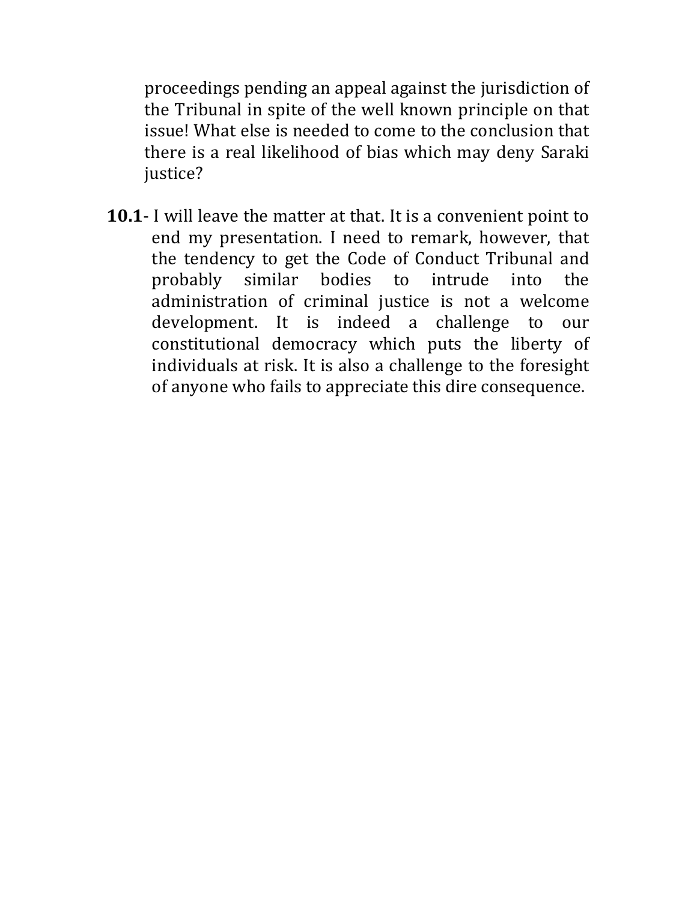proceedings pending an appeal against the jurisdiction of the Tribunal in spite of the well known principle on that issue! What else is needed to come to the conclusion that there is a real likelihood of bias which may deny Saraki justice?

**10.1**- I will leave the matter at that. It is a convenient point to end my presentation. I need to remark, however, that the tendency to get the Code of Conduct Tribunal and probably similar bodies to intrude into the administration of criminal justice is not a welcome development. It is indeed a challenge to our constitutional democracy which puts the liberty of individuals at risk. It is also a challenge to the foresight of anyone who fails to appreciate this dire consequence.